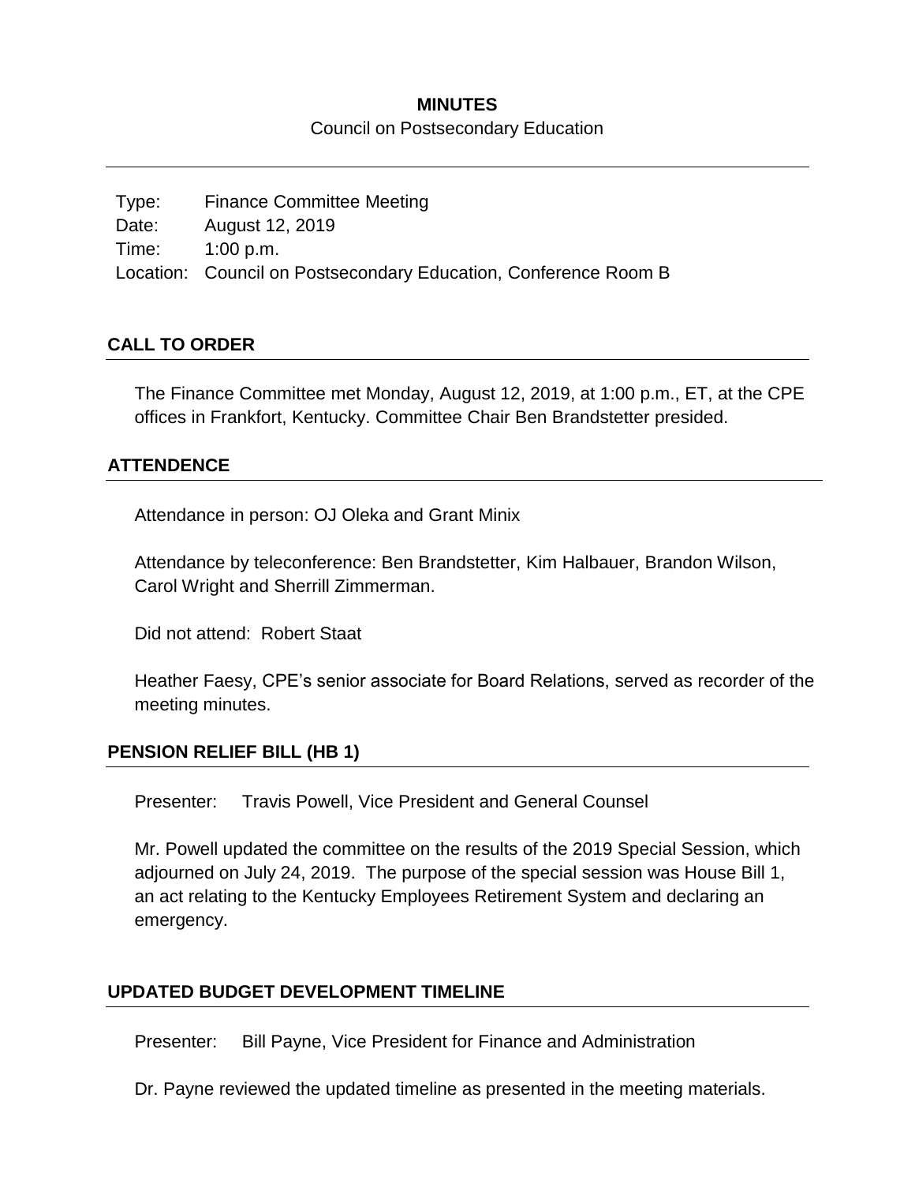# MINUTES

Council on Postsecondary Education

| | |
|---|---|
| Type: | Finance Committee Meeting |
| Date: | August 12, 2019 |
| Time: | 1:00 p.m. |
| Location: | Council on Postsecondary Education, Conference Room B |

## CALL TO ORDER

The Finance Committee met Monday, August 12, 2019, at 1:00 p.m., ET, at the CPE offices in Frankfort, Kentucky. Committee Chair Ben Brandstetter presided.

## ATTENDENCE

Attendance in person: OJ Oleka and Grant Minix

Attendance by teleconference: Ben Brandstetter, Kim Halbauer, Brandon Wilson, Carol Wright and Sherrill Zimmerman.

Did not attend: Robert Staat

Heather Faesy, CPE's senior associate for Board Relations, served as recorder of the meeting minutes.

## PENSION RELIEF BILL (HB 1)

Presenter: Travis Powell, Vice President and General Counsel

Mr. Powell updated the committee on the results of the 2019 Special Session, which adjourned on July 24, 2019. The purpose of the special session was House Bill 1, an act relating to the Kentucky Employees Retirement System and declaring an emergency.

## UPDATED BUDGET DEVELOPMENT TIMELINE

Presenter: Bill Payne, Vice President for Finance and Administration

Dr. Payne reviewed the updated timeline as presented in the meeting materials.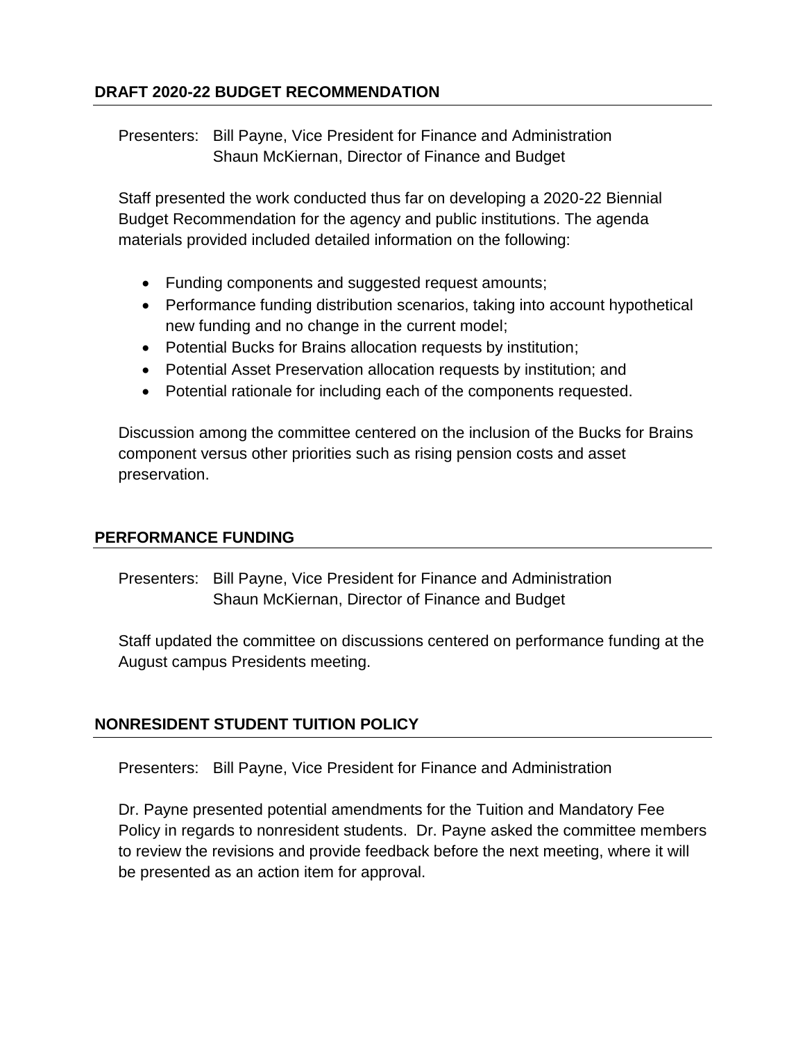## DRAFT 2020-22 BUDGET RECOMMENDATION

Presenters: Bill Payne, Vice President for Finance and Administration
Shaun McKiernan, Director of Finance and Budget

Staff presented the work conducted thus far on developing a 2020-22 Biennial Budget Recommendation for the agency and public institutions. The agenda materials provided included detailed information on the following:

- Funding components and suggested request amounts;
- Performance funding distribution scenarios, taking into account hypothetical new funding and no change in the current model;
- Potential Bucks for Brains allocation requests by institution;
- Potential Asset Preservation allocation requests by institution; and
- Potential rationale for including each of the components requested.

Discussion among the committee centered on the inclusion of the Bucks for Brains component versus other priorities such as rising pension costs and asset preservation.

## PERFORMANCE FUNDING

Presenters: Bill Payne, Vice President for Finance and Administration
Shaun McKiernan, Director of Finance and Budget

Staff updated the committee on discussions centered on performance funding at the August campus Presidents meeting.

## NONRESIDENT STUDENT TUITION POLICY

Presenters: Bill Payne, Vice President for Finance and Administration

Dr. Payne presented potential amendments for the Tuition and Mandatory Fee Policy in regards to nonresident students. Dr. Payne asked the committee members to review the revisions and provide feedback before the next meeting, where it will be presented as an action item for approval.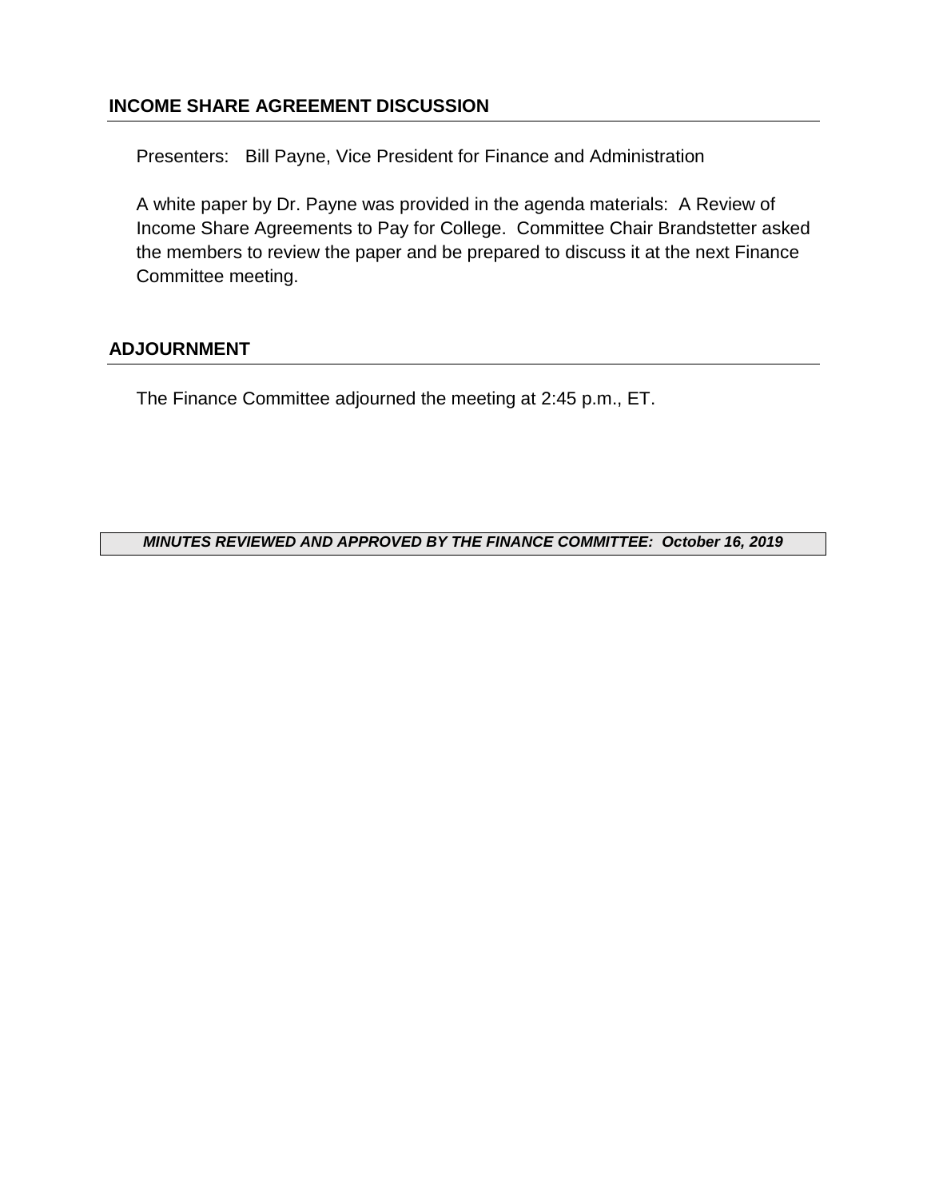## INCOME SHARE AGREEMENT DISCUSSION

Presenters: Bill Payne, Vice President for Finance and Administration

A white paper by Dr. Payne was provided in the agenda materials: A Review of Income Share Agreements to Pay for College. Committee Chair Brandstetter asked the members to review the paper and be prepared to discuss it at the next Finance Committee meeting.

## ADJOURNMENT

The Finance Committee adjourned the meeting at 2:45 p.m., ET.

***MINUTES REVIEWED AND APPROVED BY THE FINANCE COMMITTEE: October 16, 2019***